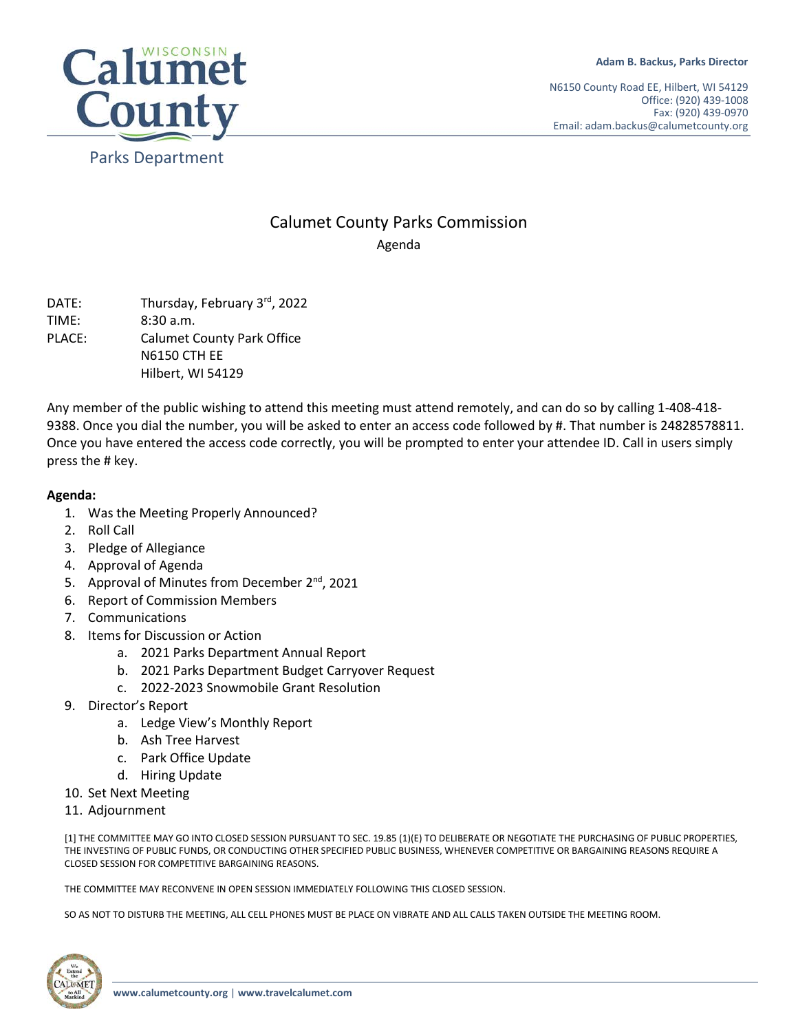Calumet County
Wisconsin
Parks Department

**Adam B. Backus, Parks Director**

N6150 County Road EE, Hilbert, WI 54129
Office: (920) 439-1008
Fax: (920) 439-0970
Email: adam.backus@calumetcounty.org

# Calumet County Parks Commission

Agenda

DATE: Thursday, February 3rd, 2022
TIME: 8:30 a.m.
PLACE: Calumet County Park Office
N6150 CTH EE
Hilbert, WI 54129

Any member of the public wishing to attend this meeting must attend remotely, and can do so by calling 1-408-418-9388. Once you dial the number, you will be asked to enter an access code followed by #. That number is 24828578811. Once you have entered the access code correctly, you will be prompted to enter your attendee ID. Call in users simply press the # key.

**Agenda:**

1. Was the Meeting Properly Announced?
2. Roll Call
3. Pledge of Allegiance
4. Approval of Agenda
5. Approval of Minutes from December 2nd, 2021
6. Report of Commission Members
7. Communications
8. Items for Discussion or Action
   a. 2021 Parks Department Annual Report
   b. 2021 Parks Department Budget Carryover Request
   c. 2022-2023 Snowmobile Grant Resolution
9. Director's Report
   a. Ledge View's Monthly Report
   b. Ash Tree Harvest
   c. Park Office Update
   d. Hiring Update
10. Set Next Meeting
11. Adjournment

[1] THE COMMITTEE MAY GO INTO CLOSED SESSION PURSUANT TO SEC. 19.85 (1)(E) TO DELIBERATE OR NEGOTIATE THE PURCHASING OF PUBLIC PROPERTIES, THE INVESTING OF PUBLIC FUNDS, OR CONDUCTING OTHER SPECIFIED PUBLIC BUSINESS, WHENEVER COMPETITIVE OR BARGAINING REASONS REQUIRE A CLOSED SESSION FOR COMPETITIVE BARGAINING REASONS.

THE COMMITTEE MAY RECONVENE IN OPEN SESSION IMMEDIATELY FOLLOWING THIS CLOSED SESSION.

SO AS NOT TO DISTURB THE MEETING, ALL CELL PHONES MUST BE PLACE ON VIBRATE AND ALL CALLS TAKEN OUTSIDE THE MEETING ROOM.

www.calumetcounty.org | www.travelcalumet.com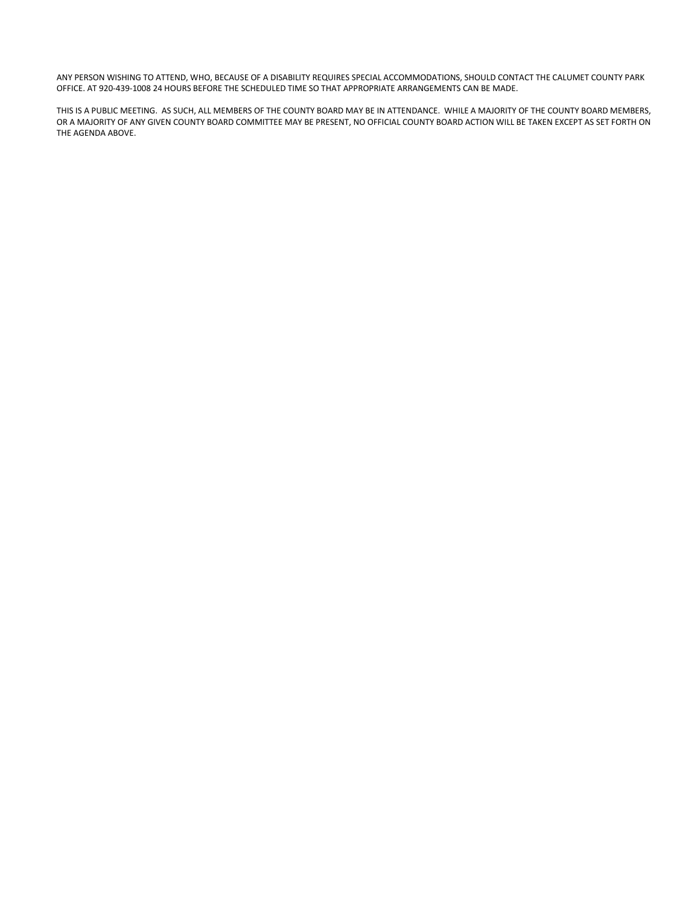ANY PERSON WISHING TO ATTEND, WHO, BECAUSE OF A DISABILITY REQUIRES SPECIAL ACCOMMODATIONS, SHOULD CONTACT THE CALUMET COUNTY PARK OFFICE. AT 920-439-1008 24 HOURS BEFORE THE SCHEDULED TIME SO THAT APPROPRIATE ARRANGEMENTS CAN BE MADE.

THIS IS A PUBLIC MEETING. AS SUCH, ALL MEMBERS OF THE COUNTY BOARD MAY BE IN ATTENDANCE. WHILE A MAJORITY OF THE COUNTY BOARD MEMBERS, OR A MAJORITY OF ANY GIVEN COUNTY BOARD COMMITTEE MAY BE PRESENT, NO OFFICIAL COUNTY BOARD ACTION WILL BE TAKEN EXCEPT AS SET FORTH ON THE AGENDA ABOVE.